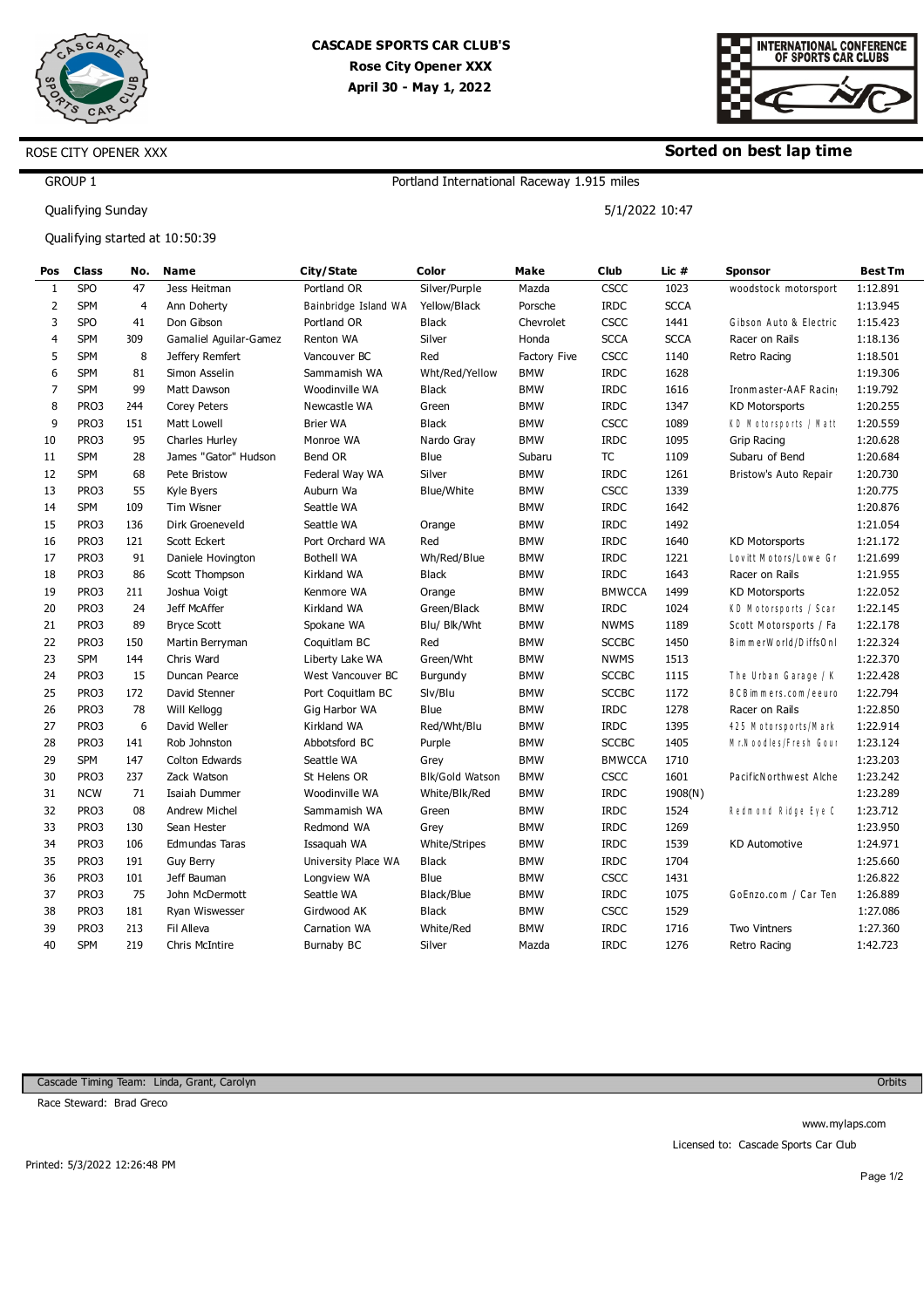# CASCADE SPORTS CAR CLUB'S

**Rose City Opener XXX**

**April 30 - May 1, 2022**

INTERNATIONAL CONFERENCE OF SPORTS CAR CLUBS

ROSE CITY OPENER XXX

**Sorted on best lap time**

GROUP 1

Portland International Raceway 1.915 miles

Qualifying Sunday

5/1/2022 10:47

Qualifying started at 10:50:39

| Pos | Class | No. | Name | City/State | Color | Make | Club | Lic # | Sponsor | Best Tm |
|---|---|---|---|---|---|---|---|---|---|---|
| 1 | SPO | 47 | Jess Heitman | Portland OR | Silver/Purple | Mazda | CSCC | 1023 | woodstock motorsport | 1:12.891 |
| 2 | SPM | 4 | Ann Doherty | Bainbridge Island WA | Yellow/Black | Porsche | IRDC | SCCA | | 1:13.945 |
| 3 | SPO | 41 | Don Gibson | Portland OR | Black | Chevrolet | CSCC | 1441 | Gibson Auto & Electric | 1:15.423 |
| 4 | SPM | 309 | Gamaliel Aguilar-Gamez | Renton WA | Silver | Honda | SCCA | SCCA | Racer on Rails | 1:18.136 |
| 5 | SPM | 8 | Jeffery Remfert | Vancouver BC | Red | Factory Five | CSCC | 1140 | Retro Racing | 1:18.501 |
| 6 | SPM | 81 | Simon Asselin | Sammamish WA | Wht/Red/Yellow | BMW | IRDC | 1628 | | 1:19.306 |
| 7 | SPM | 99 | Matt Dawson | Woodinville WA | Black | BMW | IRDC | 1616 | Ironmaster-AAF Racin | 1:19.792 |
| 8 | PRO3 | 244 | Corey Peters | Newcastle WA | Green | BMW | IRDC | 1347 | KD Motorsports | 1:20.255 |
| 9 | PRO3 | 151 | Matt Lowell | Brier WA | Black | BMW | CSCC | 1089 | KD Motorsports / Matt | 1:20.559 |
| 10 | PRO3 | 95 | Charles Hurley | Monroe WA | Nardo Gray | BMW | IRDC | 1095 | Grip Racing | 1:20.628 |
| 11 | SPM | 28 | James "Gator" Hudson | Bend OR | Blue | Subaru | TC | 1109 | Subaru of Bend | 1:20.684 |
| 12 | SPM | 68 | Pete Bristow | Federal Way WA | Silver | BMW | IRDC | 1261 | Bristow's Auto Repair | 1:20.730 |
| 13 | PRO3 | 55 | Kyle Byers | Auburn Wa | Blue/White | BMW | CSCC | 1339 | | 1:20.775 |
| 14 | SPM | 109 | Tim Wisner | Seattle WA | | BMW | IRDC | 1642 | | 1:20.876 |
| 15 | PRO3 | 136 | Dirk Groeneveld | Seattle WA | Orange | BMW | IRDC | 1492 | | 1:21.054 |
| 16 | PRO3 | 121 | Scott Eckert | Port Orchard WA | Red | BMW | IRDC | 1640 | KD Motorsports | 1:21.172 |
| 17 | PRO3 | 91 | Daniele Hovington | Bothell WA | Wh/Red/Blue | BMW | IRDC | 1221 | Lovitt Motors/Lowe Gr | 1:21.699 |
| 18 | PRO3 | 86 | Scott Thompson | Kirkland WA | Black | BMW | IRDC | 1643 | Racer on Rails | 1:21.955 |
| 19 | PRO3 | 211 | Joshua Voigt | Kenmore WA | Orange | BMW | BMWCCA | 1499 | KD Motorsports | 1:22.052 |
| 20 | PRO3 | 24 | Jeff McAffer | Kirkland WA | Green/Black | BMW | IRDC | 1024 | KD Motorsports / Scar | 1:22.145 |
| 21 | PRO3 | 89 | Bryce Scott | Spokane WA | Blu/ Blk/Wht | BMW | NWMS | 1189 | Scott Motorsports / Fa | 1:22.178 |
| 22 | PRO3 | 150 | Martin Berryman | Coquitlam BC | Red | BMW | SCCBC | 1450 | BimmerWorld/DiffsOnl | 1:22.324 |
| 23 | SPM | 144 | Chris Ward | Liberty Lake WA | Green/Wht | BMW | NWMS | 1513 | | 1:22.370 |
| 24 | PRO3 | 15 | Duncan Pearce | West Vancouver BC | Burgundy | BMW | SCCBC | 1115 | The Urban Garage / K | 1:22.428 |
| 25 | PRO3 | 172 | David Stenner | Port Coquitlam BC | Slv/Blu | BMW | SCCBC | 1172 | BCBimmers.com/eeuro | 1:22.794 |
| 26 | PRO3 | 78 | Will Kellogg | Gig Harbor WA | Blue | BMW | IRDC | 1278 | Racer on Rails | 1:22.850 |
| 27 | PRO3 | 6 | David Weller | Kirkland WA | Red/Wht/Blu | BMW | IRDC | 1395 | 425 Motorsports/Mark | 1:22.914 |
| 28 | PRO3 | 141 | Rob Johnston | Abbotsford BC | Purple | BMW | SCCBC | 1405 | Mr.Noodles/Fresh Gou | 1:23.124 |
| 29 | SPM | 147 | Colton Edwards | Seattle WA | Grey | BMW | BMWCCA | 1710 | | 1:23.203 |
| 30 | PRO3 | 237 | Zack Watson | St Helens OR | Blk/Gold Watson | BMW | CSCC | 1601 | PacificNorthwest Alche | 1:23.242 |
| 31 | NCW | 71 | Isaiah Dummer | Woodinville WA | White/Blk/Red | BMW | IRDC | 1908(N) | | 1:23.289 |
| 32 | PRO3 | 08 | Andrew Michel | Sammamish WA | Green | BMW | IRDC | 1524 | Redmond Ridge Eye C | 1:23.712 |
| 33 | PRO3 | 130 | Sean Hester | Redmond WA | Grey | BMW | IRDC | 1269 | | 1:23.950 |
| 34 | PRO3 | 106 | Edmundas Taras | Issaquah WA | White/Stripes | BMW | IRDC | 1539 | KD Automotive | 1:24.971 |
| 35 | PRO3 | 191 | Guy Berry | University Place WA | Black | BMW | IRDC | 1704 | | 1:25.660 |
| 36 | PRO3 | 101 | Jeff Bauman | Longview WA | Blue | BMW | CSCC | 1431 | | 1:26.822 |
| 37 | PRO3 | 75 | John McDermott | Seattle WA | Black/Blue | BMW | IRDC | 1075 | GoEnzo.com / Car Ten | 1:26.889 |
| 38 | PRO3 | 181 | Ryan Wiswesser | Girdwood AK | Black | BMW | CSCC | 1529 | | 1:27.086 |
| 39 | PRO3 | 213 | Fil Alleva | Carnation WA | White/Red | BMW | IRDC | 1716 | Two Vintners | 1:27.360 |
| 40 | SPM | 219 | Chris McIntire | Burnaby BC | Silver | Mazda | IRDC | 1276 | Retro Racing | 1:42.723 |

Cascade Timing Team: Linda, Grant, Carolyn

Orbits

Race Steward: Brad Greco

www.mylaps.com

Licensed to: Cascade Sports Car Club

Printed: 5/3/2022 12:26:48 PM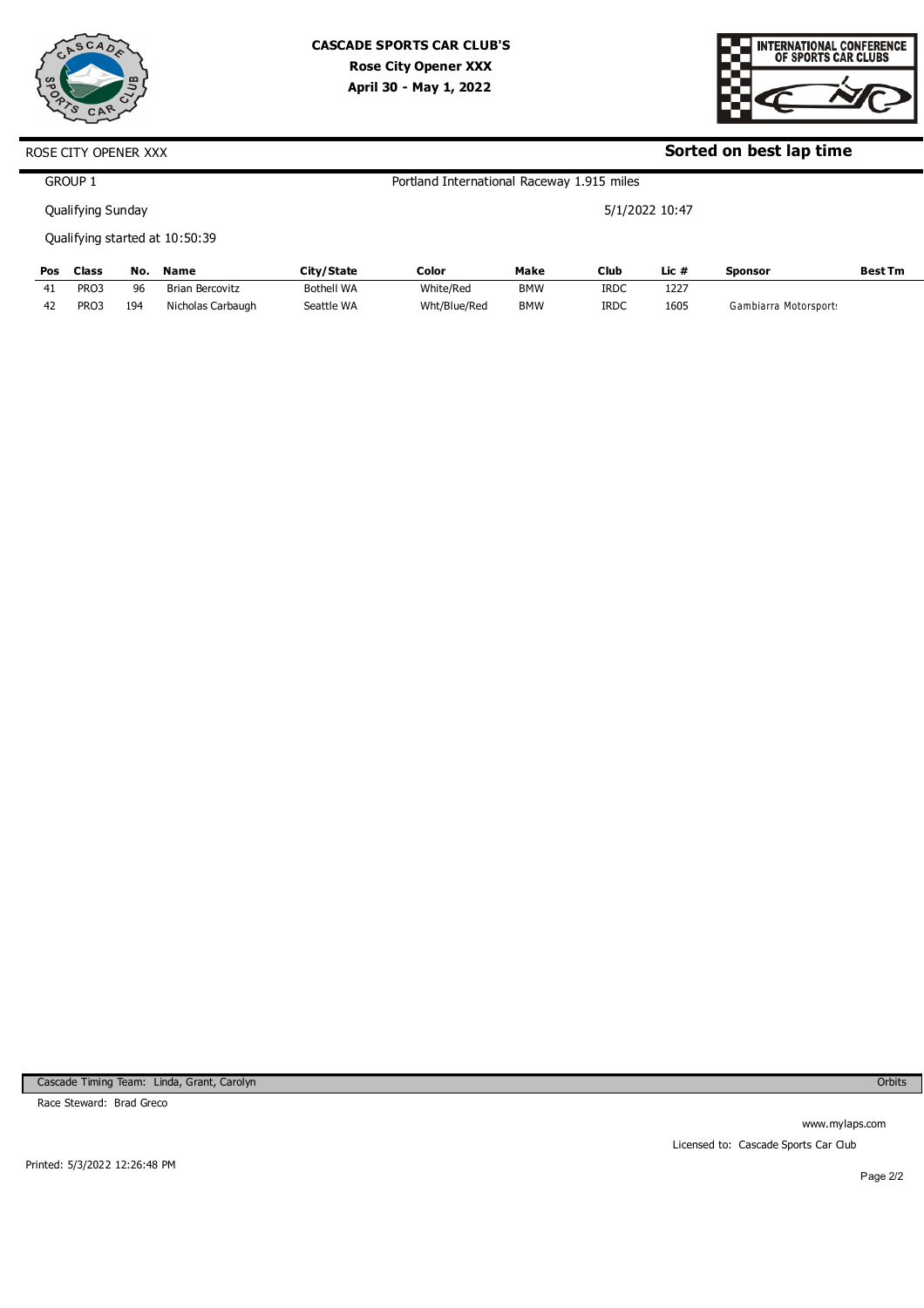**CASCADE SPORTS CAR CLUB'S**
**Rose City Opener XXX**
**April 30 - May 1, 2022**

ROSE CITY OPENER XXX

**Sorted on best lap time**

GROUP 1

Portland International Raceway 1.915 miles

Qualifying Sunday

5/1/2022 10:47

Qualifying started at 10:50:39

| Pos | Class | No. | Name | City/State | Color | Make | Club | Lic # | Sponsor | Best Tm |
|---|---|---|---|---|---|---|---|---|---|---|
| 41 | PRO3 | 96 | Brian Bercovitz | Bothell WA | White/Red | BMW | IRDC | 1227 | | |
| 42 | PRO3 | 194 | Nicholas Carbaugh | Seattle WA | Wht/Blue/Red | BMW | IRDC | 1605 | Gambiarra Motorsport | |

Cascade Timing Team: Linda, Grant, Carolyn

Orbits

Race Steward: Brad Greco

www.mylaps.com

Licensed to: Cascade Sports Car Club

Printed: 5/3/2022 12:26:48 PM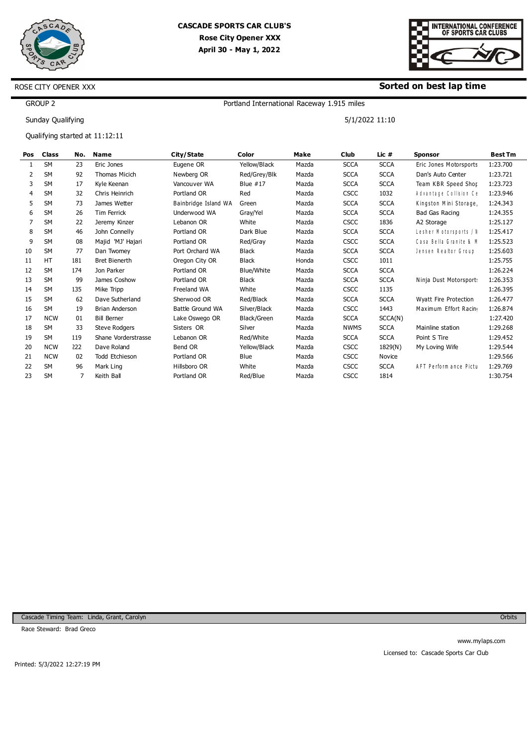**CASCADE SPORTS CAR CLUB'S**
**Rose City Opener XXX**
**April 30 - May 1, 2022**

INTERNATIONAL CONFERENCE OF SPORTS CAR CLUBS

ROSE CITY OPENER XXX

**Sorted on best lap time**

GROUP 2

Portland International Raceway 1.915 miles

Sunday Qualifying

5/1/2022 11:10

Qualifying started at 11:12:11

| Pos | Class | No. | Name | City/State | Color | Make | Club | Lic # | Sponsor | Best Tm |
|---|---|---|---|---|---|---|---|---|---|---|
| 1 | SM | 23 | Eric Jones | Eugene OR | Yellow/Black | Mazda | SCCA | SCCA | Eric Jones Motorsports | 1:23.700 |
| 2 | SM | 92 | Thomas Micich | Newberg OR | Red/Grey/Blk | Mazda | SCCA | SCCA | Dan's Auto Center | 1:23.721 |
| 3 | SM | 17 | Kyle Keenan | Vancouver WA | Blue #17 | Mazda | SCCA | SCCA | Team KBR Speed Shop | 1:23.723 |
| 4 | SM | 32 | Chris Heinrich | Portland OR | Red | Mazda | CSCC | 1032 | Advantage Collision Ce | 1:23.946 |
| 5 | SM | 73 | James Wetter | Bainbridge Island WA | Green | Mazda | SCCA | SCCA | Kingston Mini Storage, | 1:24.343 |
| 6 | SM | 26 | Tim Ferrick | Underwood WA | Gray/Yel | Mazda | SCCA | SCCA | Bad Gas Racing | 1:24.355 |
| 7 | SM | 22 | Jeremy Kinzer | Lebanon OR | White | Mazda | CSCC | 1836 | A2 Storage | 1:25.127 |
| 8 | SM | 46 | John Connelly | Portland OR | Dark Blue | Mazda | SCCA | SCCA | Lesher Motorsports / W | 1:25.417 |
| 9 | SM | 08 | Majid 'MJ' Hajari | Portland OR | Red/Gray | Mazda | CSCC | SCCA | Casa Bella Granite & M | 1:25.523 |
| 10 | SM | 77 | Dan Twomey | Port Orchard WA | Black | Mazda | SCCA | SCCA | Jensen Realtor Group | 1:25.603 |
| 11 | HT | 181 | Bret Bienerth | Oregon City OR | Black | Honda | CSCC | 1011 | | 1:25.755 |
| 12 | SM | 174 | Jon Parker | Portland OR | Blue/White | Mazda | SCCA | SCCA | | 1:26.224 |
| 13 | SM | 99 | James Coshow | Portland OR | Black | Mazda | SCCA | SCCA | Ninja Dust Motorsports | 1:26.353 |
| 14 | SM | 135 | Mike Tripp | Freeland WA | White | Mazda | CSCC | 1135 | | 1:26.395 |
| 15 | SM | 62 | Dave Sutherland | Sherwood OR | Red/Black | Mazda | SCCA | SCCA | Wyatt Fire Protection | 1:26.477 |
| 16 | SM | 19 | Brian Anderson | Battle Ground WA | Silver/Black | Mazda | CSCC | 1443 | Maximum Effort Racing | 1:26.874 |
| 17 | NCW | 01 | Bill Berner | Lake Oswego OR | Black/Green | Mazda | SCCA | SCCA(N) | | 1:27.420 |
| 18 | SM | 33 | Steve Rodgers | Sisters OR | Silver | Mazda | NWMS | SCCA | Mainline station | 1:29.268 |
| 19 | SM | 119 | Shane Vorderstrasse | Lebanon OR | Red/White | Mazda | SCCA | SCCA | Point S Tire | 1:29.452 |
| 20 | NCW | 222 | Dave Roland | Bend OR | Yellow/Black | Mazda | CSCC | 1829(N) | My Loving Wife | 1:29.544 |
| 21 | NCW | 02 | Todd Etchieson | Portland OR | Blue | Mazda | CSCC | Novice | | 1:29.566 |
| 22 | SM | 96 | Mark Ling | Hillsboro OR | White | Mazda | CSCC | SCCA | AFT Performance Pictu | 1:29.769 |
| 23 | SM | 7 | Keith Ball | Portland OR | Red/Blue | Mazda | CSCC | 1814 | | 1:30.754 |

Cascade Timing Team: Linda, Grant, Carolyn

Orbits

Race Steward: Brad Greco

www.mylaps.com

Licensed to: Cascade Sports Car Club

Printed: 5/3/2022 12:27:19 PM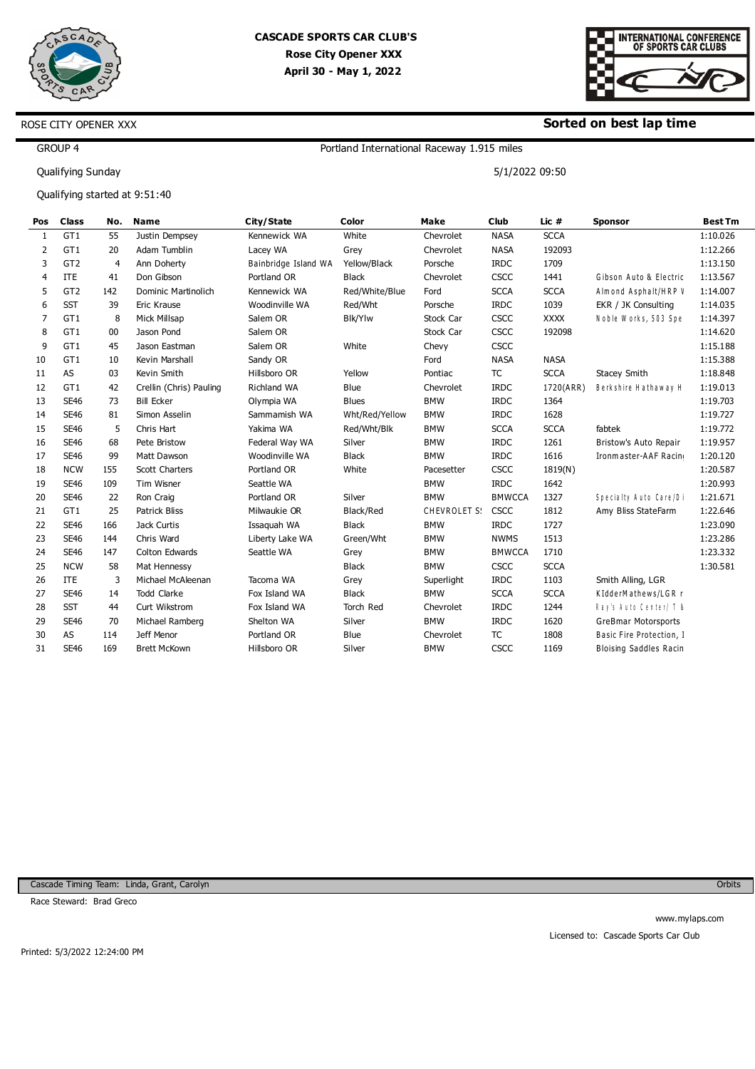**CASCADE SPORTS CAR CLUB'S**
**Rose City Opener XXX**
**April 30 - May 1, 2022**

INTERNATIONAL CONFERENCE OF SPORTS CAR CLUBS

ROSE CITY OPENER XXX

## Sorted on best lap time

GROUP 4

Portland International Raceway 1.915 miles

Qualifying Sunday

5/1/2022 09:50

Qualifying started at 9:51:40

| Pos | Class | No. | Name | City/State | Color | Make | Club | Lic # | Sponsor | Best Tm |
|---|---|---|---|---|---|---|---|---|---|---|
| 1 | GT1 | 55 | Justin Dempsey | Kennewick WA | White | Chevrolet | NASA | SCCA | | 1:10.026 |
| 2 | GT1 | 20 | Adam Tumblin | Lacey WA | Grey | Chevrolet | NASA | 192093 | | 1:12.266 |
| 3 | GT2 | 4 | Ann Doherty | Bainbridge Island WA | Yellow/Black | Porsche | IRDC | 1709 | | 1:13.150 |
| 4 | ITE | 41 | Don Gibson | Portland OR | Black | Chevrolet | CSCC | 1441 | Gibson Auto & Electric | 1:13.567 |
| 5 | GT2 | 142 | Dominic Martinolich | Kennewick WA | Red/White/Blue | Ford | SCCA | SCCA | Almond Asphalt/HRP V | 1:14.007 |
| 6 | SST | 39 | Eric Krause | Woodinville WA | Red/Wht | Porsche | IRDC | 1039 | EKR / JK Consulting | 1:14.035 |
| 7 | GT1 | 8 | Mick Millsap | Salem OR | Blk/Ylw | Stock Car | CSCC | XXXX | Noble Works, 503 Spe | 1:14.397 |
| 8 | GT1 | 00 | Jason Pond | Salem OR | | Stock Car | CSCC | 192098 | | 1:14.620 |
| 9 | GT1 | 45 | Jason Eastman | Salem OR | White | Chevy | CSCC | | | 1:15.188 |
| 10 | GT1 | 10 | Kevin Marshall | Sandy OR | | Ford | NASA | NASA | | 1:15.388 |
| 11 | AS | 03 | Kevin Smith | Hillsboro OR | Yellow | Pontiac | TC | SCCA | Stacey Smith | 1:18.848 |
| 12 | GT1 | 42 | Crellin (Chris) Pauling | Richland WA | Blue | Chevrolet | IRDC | 1720(ARR) | Berkshire Hathaway H | 1:19.013 |
| 13 | SE46 | 73 | Bill Ecker | Olympia WA | Blues | BMW | IRDC | 1364 | | 1:19.703 |
| 14 | SE46 | 81 | Simon Asselin | Sammamish WA | Wht/Red/Yellow | BMW | IRDC | 1628 | | 1:19.727 |
| 15 | SE46 | 5 | Chris Hart | Yakima WA | Red/Wht/Blk | BMW | SCCA | SCCA | fabtek | 1:19.772 |
| 16 | SE46 | 68 | Pete Bristow | Federal Way WA | Silver | BMW | IRDC | 1261 | Bristow's Auto Repair | 1:19.957 |
| 17 | SE46 | 99 | Matt Dawson | Woodinville WA | Black | BMW | IRDC | 1616 | Ironmaster-AAF Racin | 1:20.120 |
| 18 | NCW | 155 | Scott Charters | Portland OR | White | Pacesetter | CSCC | 1819(N) | | 1:20.587 |
| 19 | SE46 | 109 | Tim Wisner | Seattle WA | | BMW | IRDC | 1642 | | 1:20.993 |
| 20 | SE46 | 22 | Ron Craig | Portland OR | Silver | BMW | BMWCCA | 1327 | Specialty Auto Care/Di | 1:21.671 |
| 21 | GT1 | 25 | Patrick Bliss | Milwaukie OR | Black/Red | CHEVROLET S! | CSCC | 1812 | Amy Bliss StateFarm | 1:22.646 |
| 22 | SE46 | 166 | Jack Curtis | Issaquah WA | Black | BMW | IRDC | 1727 | | 1:23.090 |
| 23 | SE46 | 144 | Chris Ward | Liberty Lake WA | Green/Wht | BMW | NWMS | 1513 | | 1:23.286 |
| 24 | SE46 | 147 | Colton Edwards | Seattle WA | Grey | BMW | BMWCCA | 1710 | | 1:23.332 |
| 25 | NCW | 58 | Mat Hennessy | | Black | BMW | CSCC | SCCA | | 1:30.581 |
| 26 | ITE | 3 | Michael McAleenan | Tacoma WA | Grey | Superlight | IRDC | 1103 | Smith Alling, LGR | |
| 27 | SE46 | 14 | Todd Clarke | Fox Island WA | Black | BMW | SCCA | SCCA | KIdderMathews/LGR r | |
| 28 | SST | 44 | Curt Wikstrom | Fox Island WA | Torch Red | Chevrolet | IRDC | 1244 | Ray's Auto Center/ T & | |
| 29 | SE46 | 70 | Michael Ramberg | Shelton WA | Silver | BMW | IRDC | 1620 | GreBmar Motorsports | |
| 30 | AS | 114 | Jeff Menor | Portland OR | Blue | Chevrolet | TC | 1808 | Basic Fire Protection, I | |
| 31 | SE46 | 169 | Brett McKown | Hillsboro OR | Silver | BMW | CSCC | 1169 | Bloising Saddles Racin | |

Cascade Timing Team: Linda, Grant, Carolyn

Orbits

Race Steward: Brad Greco

www.mylaps.com

Licensed to: Cascade Sports Car Club

Printed: 5/3/2022 12:24:00 PM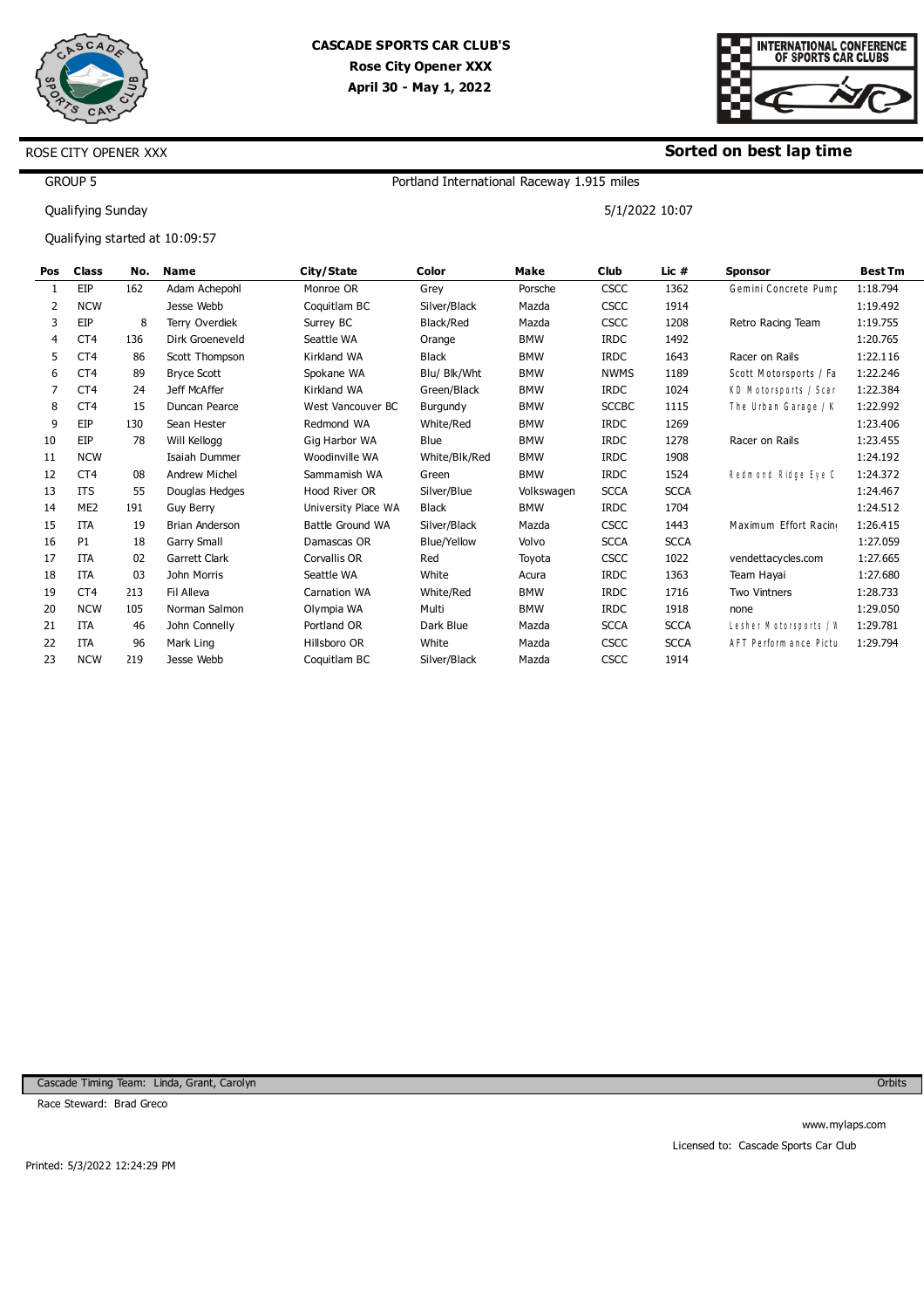**CASCADE SPORTS CAR CLUB'S**
**Rose City Opener XXX**
**April 30 - May 1, 2022**

INTERNATIONAL CONFERENCE OF SPORTS CAR CLUBS

ROSE CITY OPENER XXX

## Sorted on best lap time

GROUP 5

Portland International Raceway 1.915 miles

Qualifying Sunday

5/1/2022 10:07

Qualifying started at 10:09:57

| Pos | Class | No. | Name | City/State | Color | Make | Club | Lic # | Sponsor | Best Tm |
|---|---|---|---|---|---|---|---|---|---|---|
| 1 | EIP | 162 | Adam Achepohl | Monroe OR | Grey | Porsche | CSCC | 1362 | Gemini Concrete Pump | 1:18.794 |
| 2 | NCW | | Jesse Webb | Coquitlam BC | Silver/Black | Mazda | CSCC | 1914 | | 1:19.492 |
| 3 | EIP | 8 | Terry Overdiek | Surrey BC | Black/Red | Mazda | CSCC | 1208 | Retro Racing Team | 1:19.755 |
| 4 | CT4 | 136 | Dirk Groeneveld | Seattle WA | Orange | BMW | IRDC | 1492 | | 1:20.765 |
| 5 | CT4 | 86 | Scott Thompson | Kirkland WA | Black | BMW | IRDC | 1643 | Racer on Rails | 1:22.116 |
| 6 | CT4 | 89 | Bryce Scott | Spokane WA | Blu/ Blk/Wht | BMW | NWMS | 1189 | Scott Motorsports / Fa | 1:22.246 |
| 7 | CT4 | 24 | Jeff McAffer | Kirkland WA | Green/Black | BMW | IRDC | 1024 | KD Motorsports / Scar | 1:22.384 |
| 8 | CT4 | 15 | Duncan Pearce | West Vancouver BC | Burgundy | BMW | SCCBC | 1115 | The Urban Garage / K | 1:22.992 |
| 9 | EIP | 130 | Sean Hester | Redmond WA | White/Red | BMW | IRDC | 1269 | | 1:23.406 |
| 10 | EIP | 78 | Will Kellogg | Gig Harbor WA | Blue | BMW | IRDC | 1278 | Racer on Rails | 1:23.455 |
| 11 | NCW | | Isaiah Dummer | Woodinville WA | White/Blk/Red | BMW | IRDC | 1908 | | 1:24.192 |
| 12 | CT4 | 08 | Andrew Michel | Sammamish WA | Green | BMW | IRDC | 1524 | Redmond Ridge Eye C | 1:24.372 |
| 13 | ITS | 55 | Douglas Hedges | Hood River OR | Silver/Blue | Volkswagen | SCCA | SCCA | | 1:24.467 |
| 14 | ME2 | 191 | Guy Berry | University Place WA | Black | BMW | IRDC | 1704 | | 1:24.512 |
| 15 | ITA | 19 | Brian Anderson | Battle Ground WA | Silver/Black | Mazda | CSCC | 1443 | Maximum Effort Racin | 1:26.415 |
| 16 | P1 | 18 | Garry Small | Damascas OR | Blue/Yellow | Volvo | SCCA | SCCA | | 1:27.059 |
| 17 | ITA | 02 | Garrett Clark | Corvallis OR | Red | Toyota | CSCC | 1022 | vendettacycles.com | 1:27.665 |
| 18 | ITA | 03 | John Morris | Seattle WA | White | Acura | IRDC | 1363 | Team Hayai | 1:27.680 |
| 19 | CT4 | 213 | Fil Alleva | Carnation WA | White/Red | BMW | IRDC | 1716 | Two Vintners | 1:28.733 |
| 20 | NCW | 105 | Norman Salmon | Olympia WA | Multi | BMW | IRDC | 1918 | none | 1:29.050 |
| 21 | ITA | 46 | John Connelly | Portland OR | Dark Blue | Mazda | SCCA | SCCA | Lesher Motorsports / W | 1:29.781 |
| 22 | ITA | 96 | Mark Ling | Hillsboro OR | White | Mazda | CSCC | SCCA | AFT Performance Pictu | 1:29.794 |
| 23 | NCW | 219 | Jesse Webb | Coquitlam BC | Silver/Black | Mazda | CSCC | 1914 | | |

Cascade Timing Team: Linda, Grant, Carolyn

Orbits

Race Steward: Brad Greco

www.mylaps.com

Licensed to: Cascade Sports Car Club

Printed: 5/3/2022 12:24:29 PM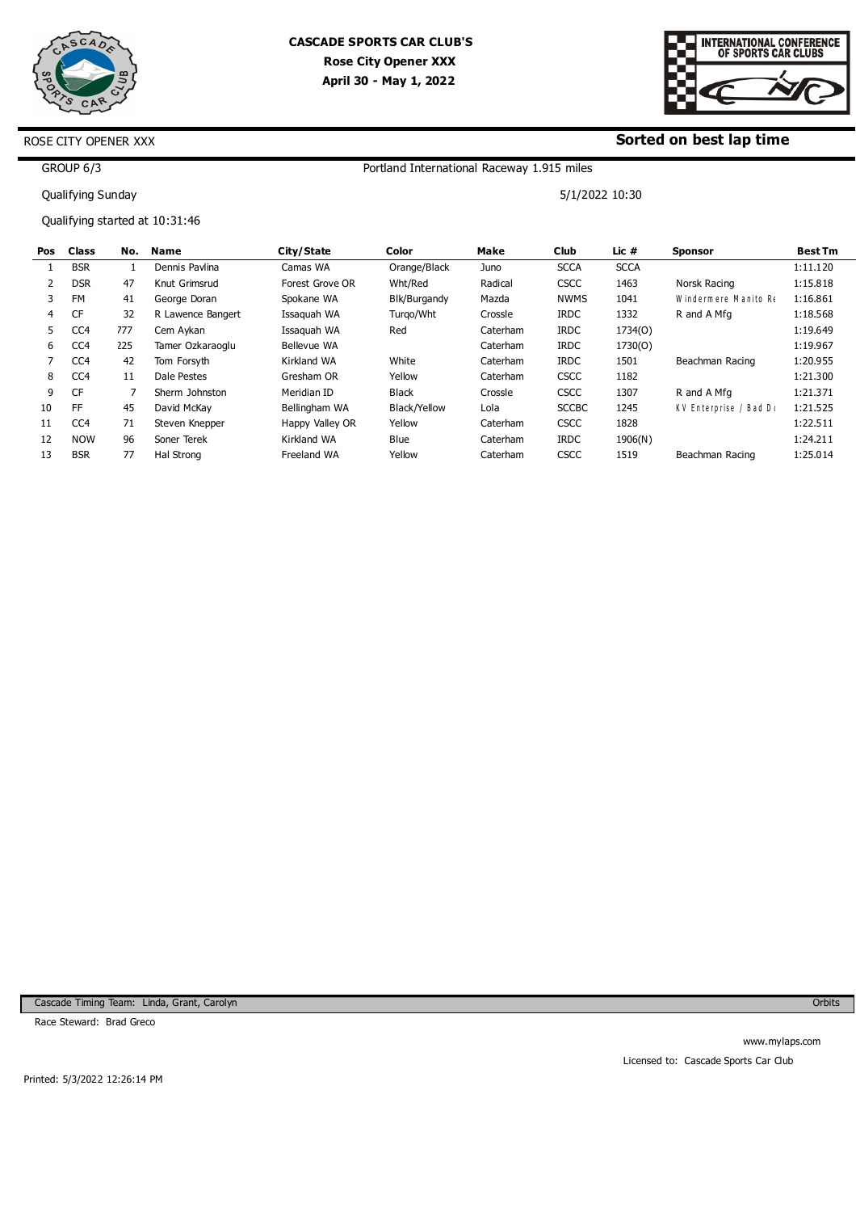**CASCADE SPORTS CAR CLUB'S**
**Rose City Opener XXX**
**April 30 - May 1, 2022**

ROSE CITY OPENER XXX

**Sorted on best lap time**

GROUP 6/3

Portland International Raceway 1.915 miles

Qualifying Sunday

5/1/2022 10:30

Qualifying started at 10:31:46

| Pos | Class | No. | Name | City/State | Color | Make | Club | Lic # | Sponsor | Best Tm |
|---|---|---|---|---|---|---|---|---|---|---|
| 1 | BSR | 1 | Dennis Pavlina | Camas WA | Orange/Black | Juno | SCCA | SCCA | | 1:11.120 |
| 2 | DSR | 47 | Knut Grimsrud | Forest Grove OR | Wht/Red | Radical | CSCC | 1463 | Norsk Racing | 1:15.818 |
| 3 | FM | 41 | George Doran | Spokane WA | Blk/Burgandy | Mazda | NWMS | 1041 | Windermere Manito Re | 1:16.861 |
| 4 | CF | 32 | R Lawence Bangert | Issaquah WA | Turqo/Wht | Crossle | IRDC | 1332 | R and A Mfg | 1:18.568 |
| 5 | CC4 | 777 | Cem Aykan | Issaquah WA | Red | Caterham | IRDC | 1734(O) | | 1:19.649 |
| 6 | CC4 | 225 | Tamer Ozkaraoglu | Bellevue WA | | Caterham | IRDC | 1730(O) | | 1:19.967 |
| 7 | CC4 | 42 | Tom Forsyth | Kirkland WA | White | Caterham | IRDC | 1501 | Beachman Racing | 1:20.955 |
| 8 | CC4 | 11 | Dale Pestes | Gresham OR | Yellow | Caterham | CSCC | 1182 | | 1:21.300 |
| 9 | CF | 7 | Sherm Johnston | Meridian ID | Black | Crossle | CSCC | 1307 | R and A Mfg | 1:21.371 |
| 10 | FF | 45 | David McKay | Bellingham WA | Black/Yellow | Lola | SCCBC | 1245 | KV Enterprise / Bad D | 1:21.525 |
| 11 | CC4 | 71 | Steven Knepper | Happy Valley OR | Yellow | Caterham | CSCC | 1828 | | 1:22.511 |
| 12 | NOW | 96 | Soner Terek | Kirkland WA | Blue | Caterham | IRDC | 1906(N) | | 1:24.211 |
| 13 | BSR | 77 | Hal Strong | Freeland WA | Yellow | Caterham | CSCC | 1519 | Beachman Racing | 1:25.014 |

Cascade Timing Team: Linda, Grant, Carolyn

Orbits

Race Steward: Brad Greco

www.mylaps.com

Licensed to: Cascade Sports Car Club

Printed: 5/3/2022 12:26:14 PM